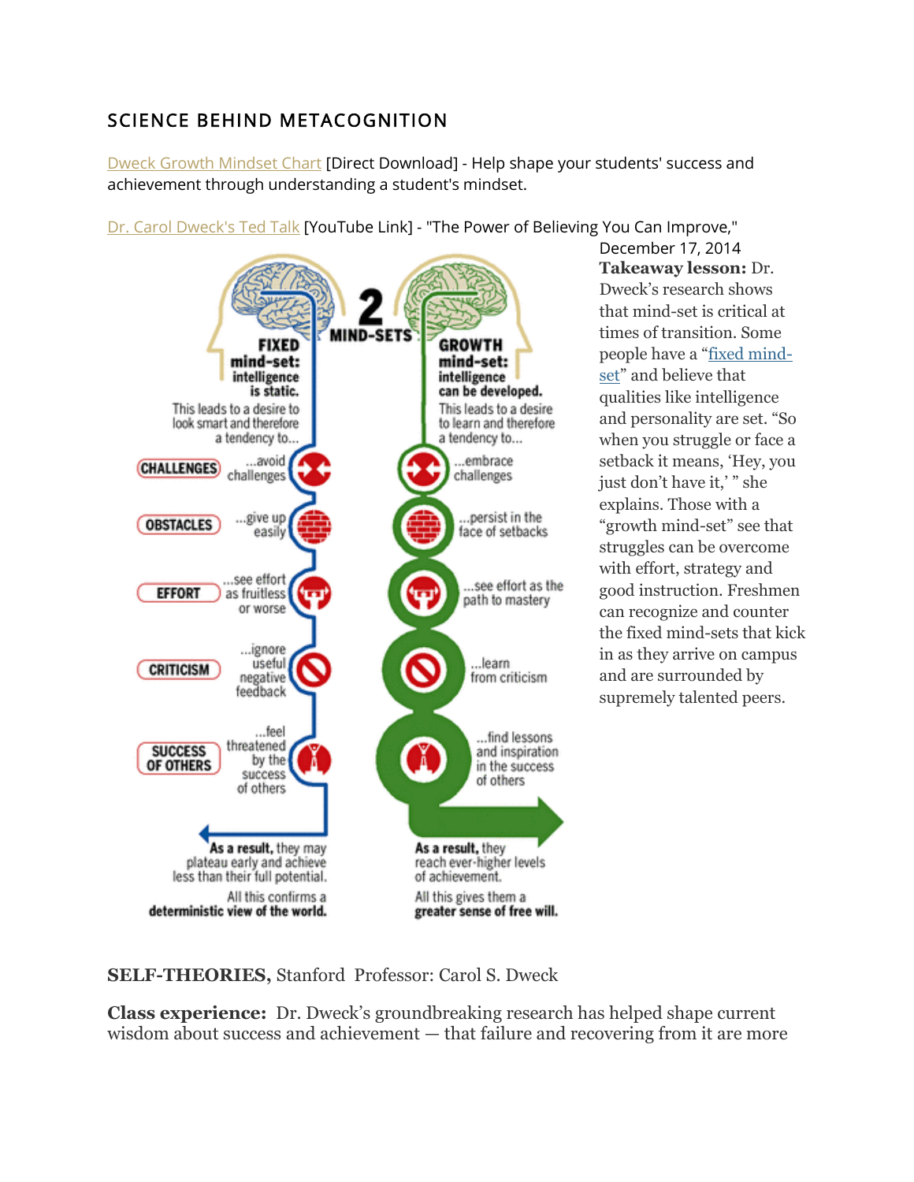## SCIENCE BEHIND METACOGNITION

[Dweck Growth Mindset Chart] [Direct Download] - Help shape your students' success and achievement through understanding a student's mindset.

[Dr. Carol Dweck's Ted Talk] [YouTube Link] - "The Power of Believing You Can Improve," December 17, 2014

**2 MIND-SETS**

**FIXED mind-set: intelligence is static.** This leads to a desire to look smart and therefore a tendency to...

- **CHALLENGES** ...avoid challenges
- **OBSTACLES** ...give up easily
- **EFFORT** ...see effort as fruitless or worse
- **CRITICISM** ...ignore useful negative feedback
- **SUCCESS OF OTHERS** ...feel threatened by the success of others

**As a result,** they may plateau early and achieve less than their full potential.

All this confirms a **deterministic view of the world.**

**GROWTH mind-set: intelligence can be developed.** This leads to a desire to learn and therefore a tendency to...

- ...embrace challenges
- ...persist in the face of setbacks
- ...see effort as the path to mastery
- ...learn from criticism
- ...find lessons and inspiration in the success of others

**As a result,** they reach ever-higher levels of achievement.

All this gives them a **greater sense of free will.**

**Takeaway lesson:** Dr. Dweck's research shows that mind-set is critical at times of transition. Some people have a "fixed mind-set" and believe that qualities like intelligence and personality are set. "So when you struggle or face a setback it means, 'Hey, you just don't have it,' " she explains. Those with a "growth mind-set" see that struggles can be overcome with effort, strategy and good instruction. Freshmen can recognize and counter the fixed mind-sets that kick in as they arrive on campus and are surrounded by supremely talented peers.

**SELF-THEORIES,** Stanford Professor: Carol S. Dweck

**Class experience:** Dr. Dweck's groundbreaking research has helped shape current wisdom about success and achievement — that failure and recovering from it are more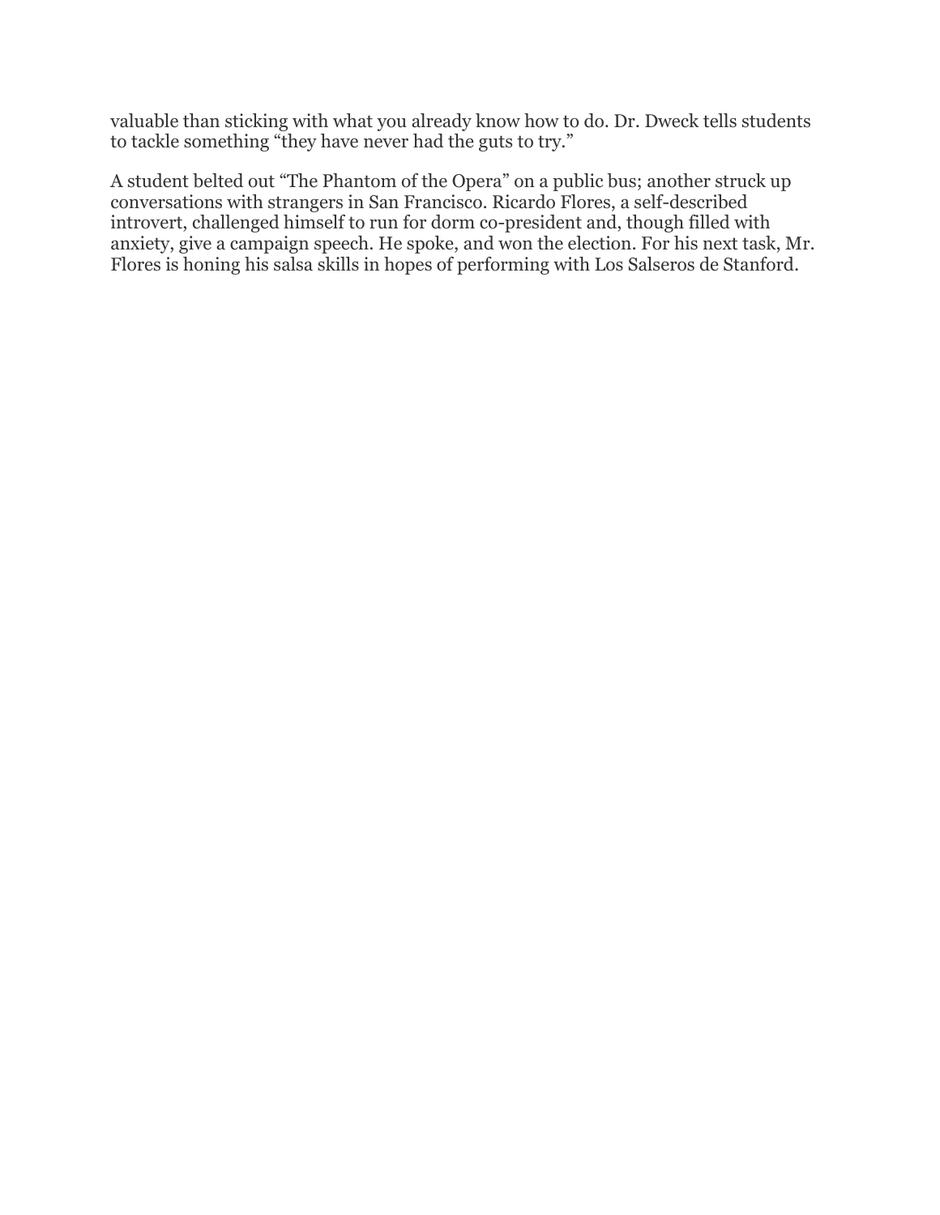valuable than sticking with what you already know how to do. Dr. Dweck tells students to tackle something “they have never had the guts to try.”

A student belted out “The Phantom of the Opera” on a public bus; another struck up conversations with strangers in San Francisco. Ricardo Flores, a self-described introvert, challenged himself to run for dorm co-president and, though filled with anxiety, give a campaign speech. He spoke, and won the election. For his next task, Mr. Flores is honing his salsa skills in hopes of performing with Los Salseros de Stanford.